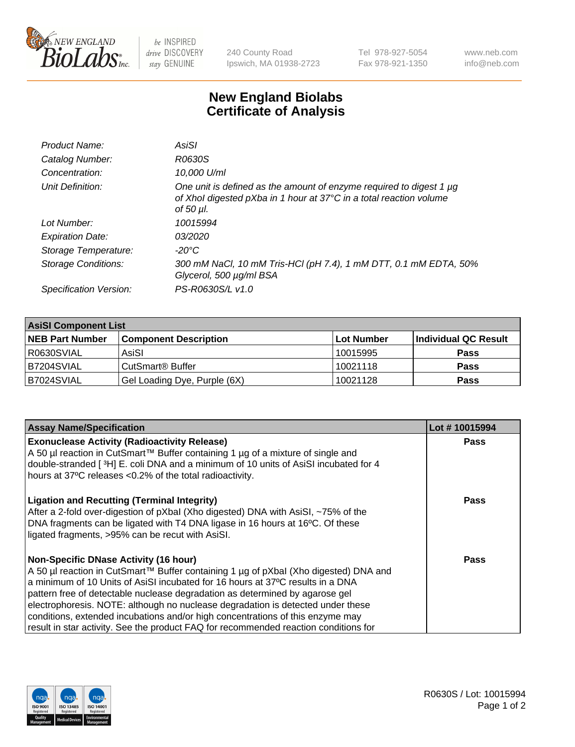# New England Biolabs
# Certificate of Analysis

| | |
|---|---|
| *Product Name:* | *AsiSI* |
| *Catalog Number:* | *R0630S* |
| *Concentration:* | *10,000 U/ml* |
| *Unit Definition:* | *One unit is defined as the amount of enzyme required to digest 1 µg of XhoI digested pXba in 1 hour at 37°C in a total reaction volume of 50 µl.* |
| *Lot Number:* | *10015994* |
| *Expiration Date:* | *03/2020* |
| *Storage Temperature:* | *-20°C* |
| *Storage Conditions:* | *300 mM NaCl, 10 mM Tris-HCl (pH 7.4), 1 mM DTT, 0.1 mM EDTA, 50% Glycerol, 500 µg/ml BSA* |
| *Specification Version:* | *PS-R0630S/L v1.0* |

| **AsiSI Component List** | | | |
|---|---|---|---|
| **NEB Part Number** | **Component Description** | **Lot Number** | **Individual QC Result** |
| R0630SVIAL | AsiSI | 10015995 | **Pass** |
| B7204SVIAL | CutSmart® Buffer | 10021118 | **Pass** |
| B7024SVIAL | Gel Loading Dye, Purple (6X) | 10021128 | **Pass** |

| **Assay Name/Specification** | **Lot # 10015994** |
|---|---|
| **Exonuclease Activity (Radioactivity Release)** A 50 µl reaction in CutSmart™ Buffer containing 1 µg of a mixture of single and double-stranded [ $^3$H] E. coli DNA and a minimum of 10 units of AsiSI incubated for 4 hours at 37ºC releases <0.2% of the total radioactivity. | **Pass** |
| **Ligation and Recutting (Terminal Integrity)** After a 2-fold over-digestion of pXbaI (Xho digested) DNA with AsiSI, ~75% of the DNA fragments can be ligated with T4 DNA ligase in 16 hours at 16ºC. Of these ligated fragments, >95% can be recut with AsiSI. | **Pass** |
| **Non-Specific DNase Activity (16 hour)** A 50 µl reaction in CutSmart™ Buffer containing 1 µg of pXbaI (Xho digested) DNA and a minimum of 10 Units of AsiSI incubated for 16 hours at 37ºC results in a DNA pattern free of detectable nuclease degradation as determined by agarose gel electrophoresis. NOTE: although no nuclease degradation is detected under these conditions, extended incubations and/or high concentrations of this enzyme may result in star activity. See the product FAQ for recommended reaction conditions for | **Pass** |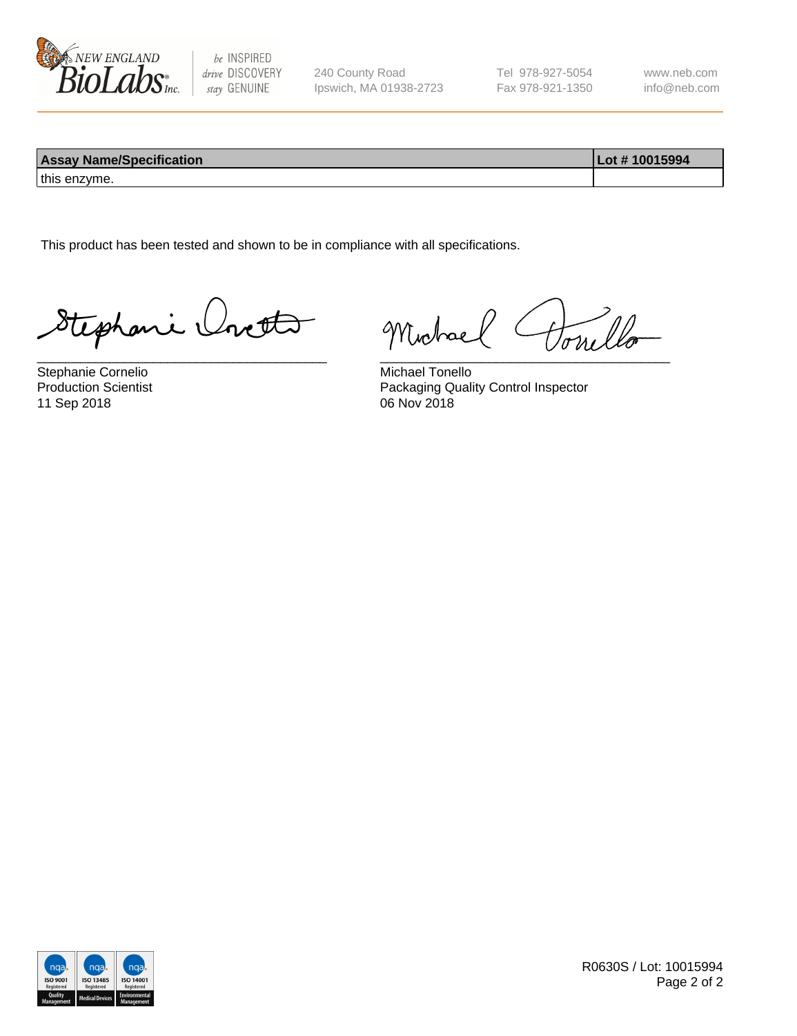| Assay Name/Specification | Lot # 10015994 |
|---|---|
| this enzyme. | |

This product has been tested and shown to be in compliance with all specifications.

Stephanie Cornelio
Production Scientist
11 Sep 2018

Michael Tonello
Packaging Quality Control Inspector
06 Nov 2018

R0630S / Lot: 10015994